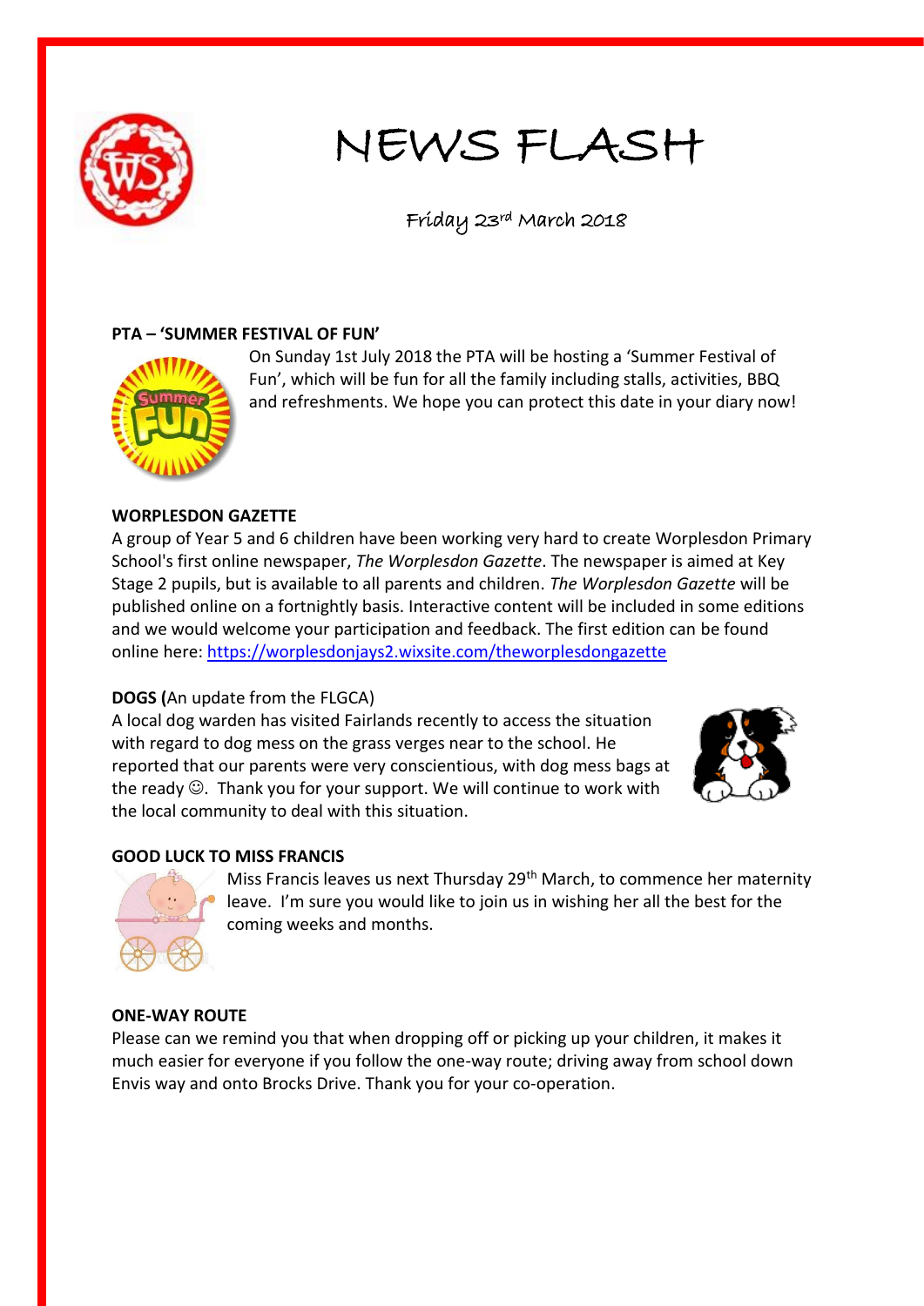# NEWS FLASH

Friday 23rd March 2018

**PTA – 'SUMMER FESTIVAL OF FUN'**

On Sunday 1st July 2018 the PTA will be hosting a 'Summer Festival of Fun', which will be fun for all the family including stalls, activities, BBQ and refreshments. We hope you can protect this date in your diary now!

**WORPLESDON GAZETTE**

A group of Year 5 and 6 children have been working very hard to create Worplesdon Primary School's first online newspaper, *The Worplesdon Gazette*. The newspaper is aimed at Key Stage 2 pupils, but is available to all parents and children. *The Worplesdon Gazette* will be published online on a fortnightly basis. Interactive content will be included in some editions and we would welcome your participation and feedback. The first edition can be found online here: https://worplesdonjays2.wixsite.com/theworplesdongazette

**DOGS (**An update from the FLGCA)

A local dog warden has visited Fairlands recently to access the situation with regard to dog mess on the grass verges near to the school. He reported that our parents were very conscientious, with dog mess bags at the ready ☺. Thank you for your support. We will continue to work with the local community to deal with this situation.

**GOOD LUCK TO MISS FRANCIS**

Miss Francis leaves us next Thursday 29th March, to commence her maternity leave. I'm sure you would like to join us in wishing her all the best for the coming weeks and months.

**ONE-WAY ROUTE**

Please can we remind you that when dropping off or picking up your children, it makes it much easier for everyone if you follow the one-way route; driving away from school down Envis way and onto Brocks Drive. Thank you for your co-operation.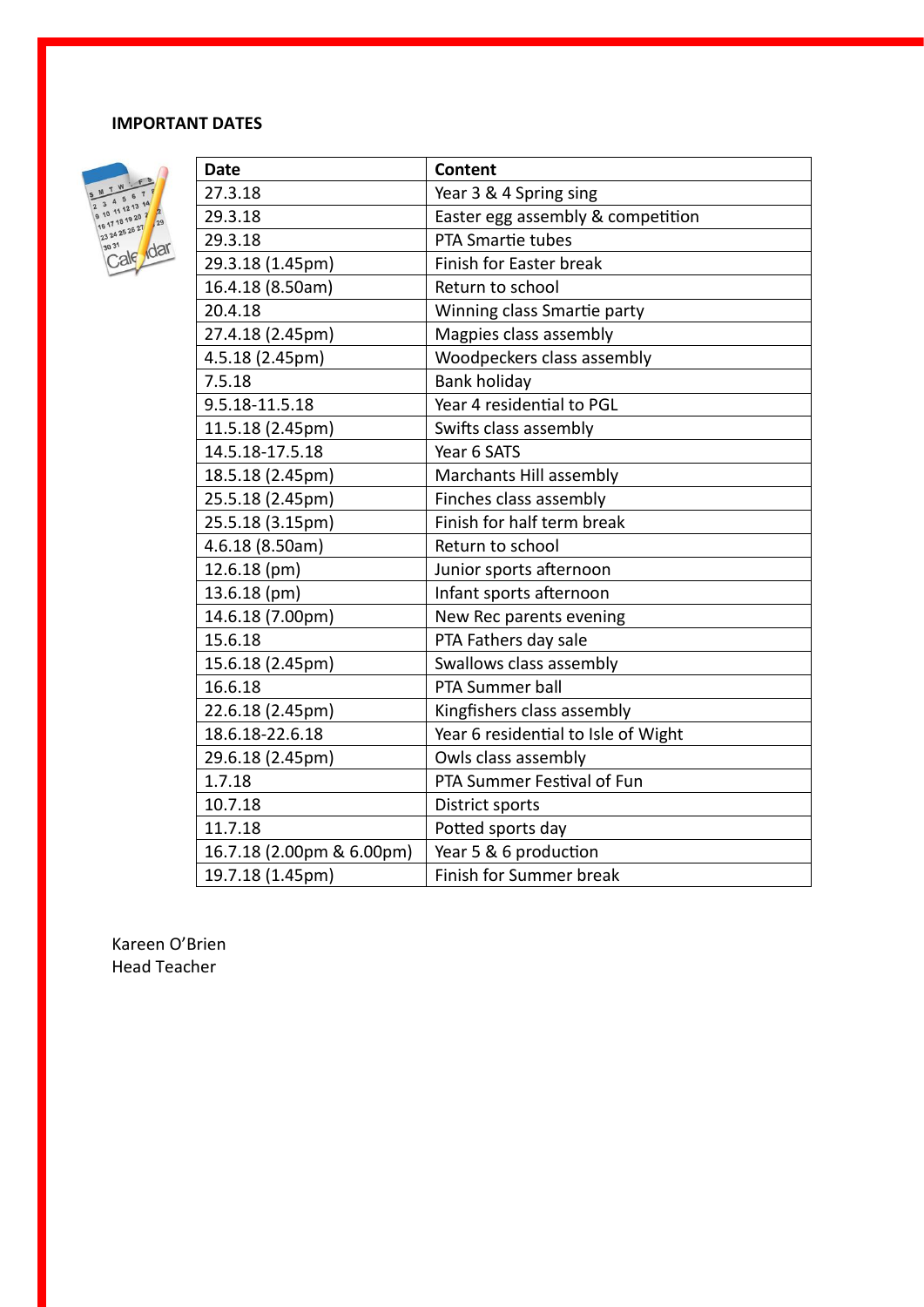**IMPORTANT DATES**

| Date | Content |
|---|---|
| 27.3.18 | Year 3 & 4 Spring sing |
| 29.3.18 | Easter egg assembly & competition |
| 29.3.18 | PTA Smartie tubes |
| 29.3.18 (1.45pm) | Finish for Easter break |
| 16.4.18 (8.50am) | Return to school |
| 20.4.18 | Winning class Smartie party |
| 27.4.18 (2.45pm) | Magpies class assembly |
| 4.5.18 (2.45pm) | Woodpeckers class assembly |
| 7.5.18 | Bank holiday |
| 9.5.18-11.5.18 | Year 4 residential to PGL |
| 11.5.18 (2.45pm) | Swifts class assembly |
| 14.5.18-17.5.18 | Year 6 SATS |
| 18.5.18 (2.45pm) | Marchants Hill assembly |
| 25.5.18 (2.45pm) | Finches class assembly |
| 25.5.18 (3.15pm) | Finish for half term break |
| 4.6.18 (8.50am) | Return to school |
| 12.6.18 (pm) | Junior sports afternoon |
| 13.6.18 (pm) | Infant sports afternoon |
| 14.6.18 (7.00pm) | New Rec parents evening |
| 15.6.18 | PTA Fathers day sale |
| 15.6.18 (2.45pm) | Swallows class assembly |
| 16.6.18 | PTA Summer ball |
| 22.6.18 (2.45pm) | Kingfishers class assembly |
| 18.6.18-22.6.18 | Year 6 residential to Isle of Wight |
| 29.6.18 (2.45pm) | Owls class assembly |
| 1.7.18 | PTA Summer Festival of Fun |
| 10.7.18 | District sports |
| 11.7.18 | Potted sports day |
| 16.7.18 (2.00pm & 6.00pm) | Year 5 & 6 production |
| 19.7.18 (1.45pm) | Finish for Summer break |

Kareen O'Brien
Head Teacher